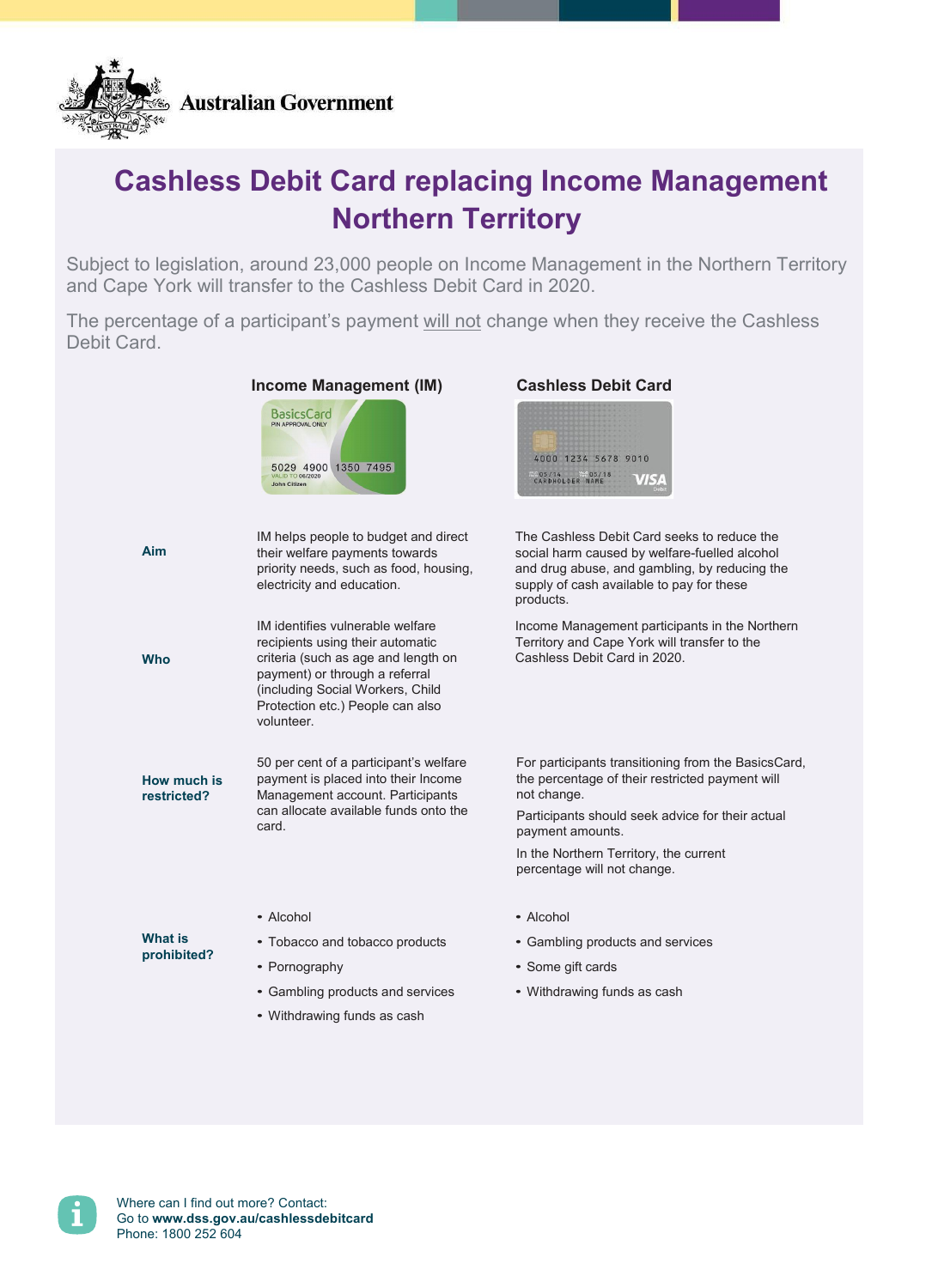Australian Government

# Cashless Debit Card replacing Income Management Northern Territory

Subject to legislation, around 23,000 people on Income Management in the Northern Territory and Cape York will transfer to the Cashless Debit Card in 2020.

The percentage of a participant's payment will not change when they receive the Cashless Debit Card.

| | Income Management (IM) | Cashless Debit Card |
|---|---|---|
| **Aim** | IM helps people to budget and direct their welfare payments towards priority needs, such as food, housing, electricity and education. | The Cashless Debit Card seeks to reduce the social harm caused by welfare-fuelled alcohol and drug abuse, and gambling, by reducing the supply of cash available to pay for these products. |
| **Who** | IM identifies vulnerable welfare recipients using their automatic criteria (such as age and length on payment) or through a referral (including Social Workers, Child Protection etc.) People can also volunteer. | Income Management participants in the Northern Territory and Cape York will transfer to the Cashless Debit Card in 2020. |
| **How much is restricted?** | 50 per cent of a participant's welfare payment is placed into their Income Management account. Participants can allocate available funds onto the card. | For participants transitioning from the BasicsCard, the percentage of their restricted payment will not change. Participants should seek advice for their actual payment amounts. In the Northern Territory, the current percentage will not change. |
| **What is prohibited?** | • Alcohol<br>• Tobacco and tobacco products<br>• Pornography<br>• Gambling products and services<br>• Withdrawing funds as cash | • Alcohol<br>• Gambling products and services<br>• Some gift cards<br>• Withdrawing funds as cash |

Where can I find out more? Contact:
Go to **www.dss.gov.au/cashlessdebitcard**
Phone: 1800 252 604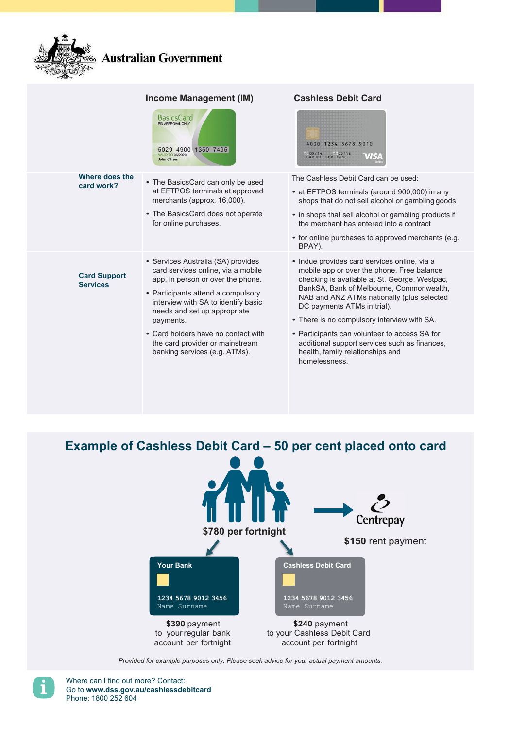Australian Government

| | Income Management (IM) | Cashless Debit Card |
|---|---|---|
| **Where does the card work?** | • The BasicsCard can only be used at EFTPOS terminals at approved merchants (approx. 16,000).<br>• The BasicsCard does not operate for online purchases. | The Cashless Debit Card can be used:<br>• at EFTPOS terminals (around 900,000) in any shops that do not sell alcohol or gambling goods<br>• in shops that sell alcohol or gambling products if the merchant has entered into a contract<br>• for online purchases to approved merchants (e.g. BPAY). |
| **Card Support Services** | • Services Australia (SA) provides card services online, via a mobile app, in person or over the phone.<br>• Participants attend a compulsory interview with SA to identify basic needs and set up appropriate payments.<br>• Card holders have no contact with the card provider or mainstream banking services (e.g. ATMs). | • Indue provides card services online, via a mobile app or over the phone. Free balance checking is available at St. George, Westpac, BankSA, Bank of Melbourne, Commonwealth, NAB and ANZ ATMs nationally (plus selected DC payments ATMs in trial).<br>• There is no compulsory interview with SA.<br>• Participants can volunteer to access SA for additional support services such as finances, health, family relationships and homelessness. |

## Example of Cashless Debit Card – 50 per cent placed onto card

$780 per fortnight

Centrepay

**$150** rent payment

Your Bank

1234 5678 9012 3456
Name Surname

**$390** payment to your regular bank account per fortnight

Cashless Debit Card

1234 5678 9012 3456
Name Surname

**$240** payment to your Cashless Debit Card account per fortnight

*Provided for example purposes only. Please seek advice for your actual payment amounts.*

Where can I find out more? Contact:
Go to **www.dss.gov.au/cashlessdebitcard**
Phone: 1800 252 604